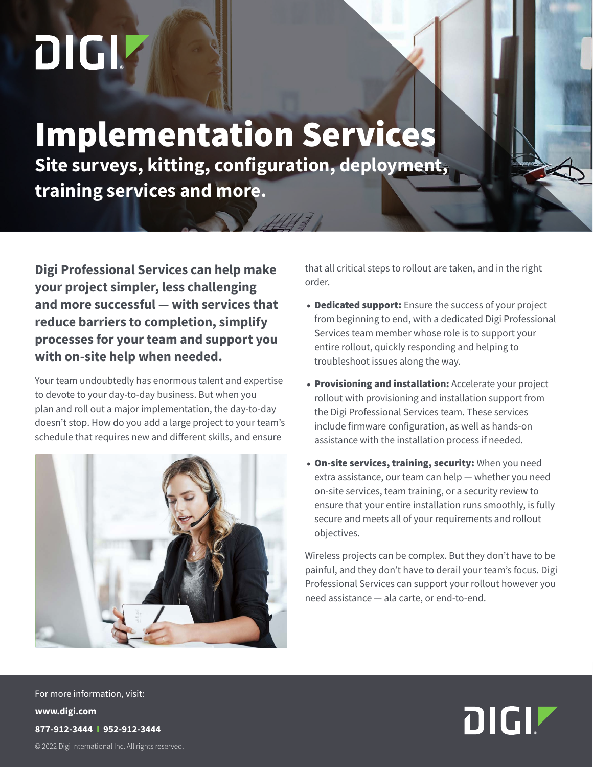# Implementation Services

## Site surveys, kitting, configuration, deployment, training services and more.

**Digi Professional Services can help make your project simpler, less challenging and more successful — with services that reduce barriers to completion, simplify processes for your team and support you with on-site help when needed.**

Your team undoubtedly has enormous talent and expertise to devote to your day-to-day business. But when you plan and roll out a major implementation, the day-to-day doesn't stop. How do you add a large project to your team's schedule that requires new and different skills, and ensure that all critical steps to rollout are taken, and in the right order.

- **Dedicated support:** Ensure the success of your project from beginning to end, with a dedicated Digi Professional Services team member whose role is to support your entire rollout, quickly responding and helping to troubleshoot issues along the way.
- **Provisioning and installation:** Accelerate your project rollout with provisioning and installation support from the Digi Professional Services team. These services include firmware configuration, as well as hands-on assistance with the installation process if needed.
- **On-site services, training, security:** When you need extra assistance, our team can help — whether you need on-site services, team training, or a security review to ensure that your entire installation runs smoothly, is fully secure and meets all of your requirements and rollout objectives.

Wireless projects can be complex. But they don't have to be painful, and they don't have to derail your team's focus. Digi Professional Services can support your rollout however you need assistance — ala carte, or end-to-end.

For more information, visit:

**www.digi.com**

**877-912-3444 | 952-912-3444**

© 2022 Digi International Inc. All rights reserved.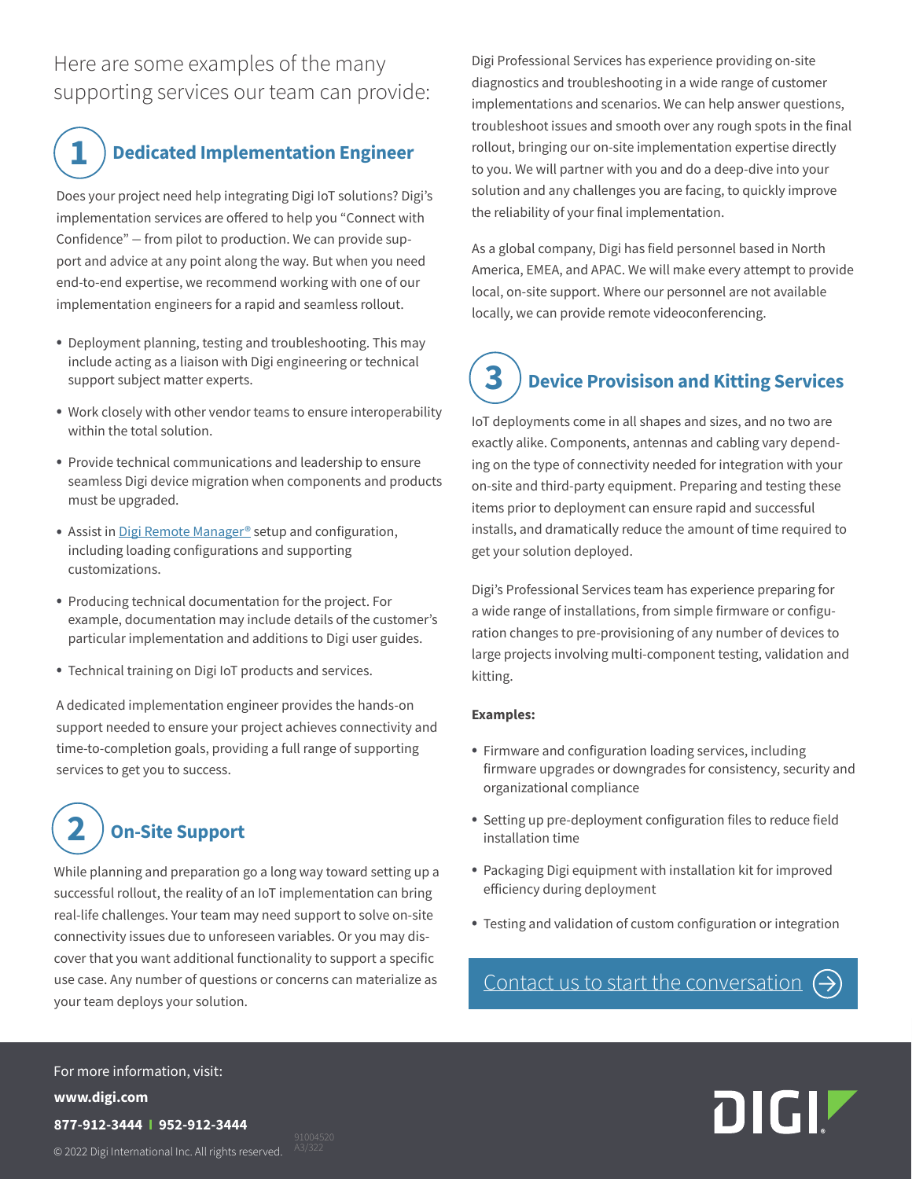Here are some examples of the many supporting services our team can provide:

## 1 Dedicated Implementation Engineer

Does your project need help integrating Digi IoT solutions? Digi's implementation services are offered to help you "Connect with Confidence" — from pilot to production. We can provide support and advice at any point along the way. But when you need end-to-end expertise, we recommend working with one of our implementation engineers for a rapid and seamless rollout.

- Deployment planning, testing and troubleshooting. This may include acting as a liaison with Digi engineering or technical support subject matter experts.
- Work closely with other vendor teams to ensure interoperability within the total solution.
- Provide technical communications and leadership to ensure seamless Digi device migration when components and products must be upgraded.
- Assist in Digi Remote Manager® setup and configuration, including loading configurations and supporting customizations.
- Producing technical documentation for the project. For example, documentation may include details of the customer's particular implementation and additions to Digi user guides.
- Technical training on Digi IoT products and services.

A dedicated implementation engineer provides the hands-on support needed to ensure your project achieves connectivity and time-to-completion goals, providing a full range of supporting services to get you to success.

## 2 On-Site Support

While planning and preparation go a long way toward setting up a successful rollout, the reality of an IoT implementation can bring real-life challenges. Your team may need support to solve on-site connectivity issues due to unforeseen variables. Or you may discover that you want additional functionality to support a specific use case. Any number of questions or concerns can materialize as your team deploys your solution.

Digi Professional Services has experience providing on-site diagnostics and troubleshooting in a wide range of customer implementations and scenarios. We can help answer questions, troubleshoot issues and smooth over any rough spots in the final rollout, bringing our on-site implementation expertise directly to you. We will partner with you and do a deep-dive into your solution and any challenges you are facing, to quickly improve the reliability of your final implementation.

As a global company, Digi has field personnel based in North America, EMEA, and APAC. We will make every attempt to provide local, on-site support. Where our personnel are not available locally, we can provide remote videoconferencing.

## 3 Device Provisison and Kitting Services

IoT deployments come in all shapes and sizes, and no two are exactly alike. Components, antennas and cabling vary depending on the type of connectivity needed for integration with your on-site and third-party equipment. Preparing and testing these items prior to deployment can ensure rapid and successful installs, and dramatically reduce the amount of time required to get your solution deployed.

Digi's Professional Services team has experience preparing for a wide range of installations, from simple firmware or configuration changes to pre-provisioning of any number of devices to large projects involving multi-component testing, validation and kitting.

**Examples:**

- Firmware and configuration loading services, including firmware upgrades or downgrades for consistency, security and organizational compliance
- Setting up pre-deployment configuration files to reduce field installation time
- Packaging Digi equipment with installation kit for improved efficiency during deployment
- Testing and validation of custom configuration or integration

Contact us to start the conversation

For more information, visit:

**www.digi.com**

**877-912-3444 | 952-912-3444**

© 2022 Digi International Inc. All rights reserved.

91004520
A3/322

DIGI